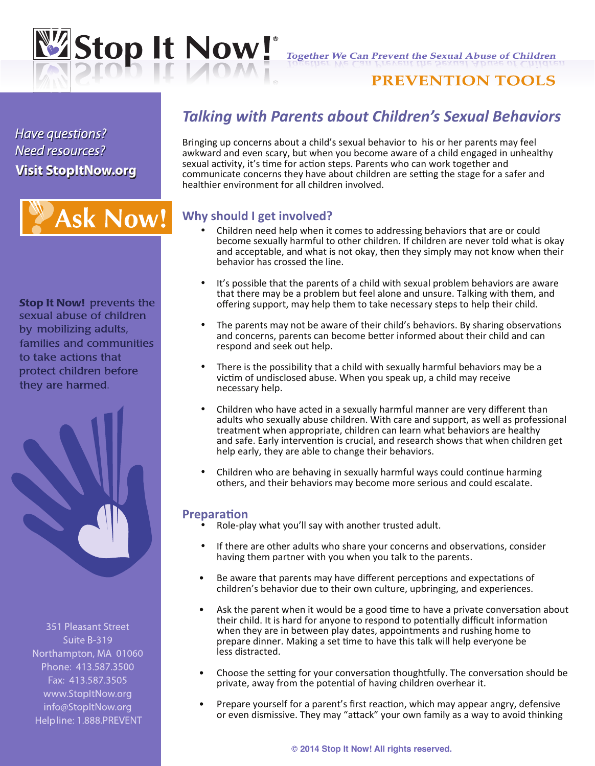# Stop It Now!®

*Together We Can Prevent the Sexual Abuse of Children*

**PREVENTION TOOLS**

*Have questions?*
*Need resources?*
**Visit StopItNow.org**

**Ask Now!**

**Stop It Now!** prevents the sexual abuse of children by mobilizing adults, families and communities to take actions that protect children before they are harmed.

351 Pleasant Street
Suite B-319
Northampton, MA 01060
Phone: 413.587.3500
Fax: 413.587.3505
www.StopItNow.org
info@StopItNow.org
Helpline: 1.888.PREVENT

## *Talking with Parents about Children's Sexual Behaviors*

Bringing up concerns about a child's sexual behavior to his or her parents may feel awkward and even scary, but when you become aware of a child engaged in unhealthy sexual activity, it's time for action steps. Parents who can work together and communicate concerns they have about children are setting the stage for a safer and healthier environment for all children involved.

### Why should I get involved?

- Children need help when it comes to addressing behaviors that are or could become sexually harmful to other children. If children are never told what is okay and acceptable, and what is not okay, then they simply may not know when their behavior has crossed the line.
- It's possible that the parents of a child with sexual problem behaviors are aware that there may be a problem but feel alone and unsure. Talking with them, and offering support, may help them to take necessary steps to help their child.
- The parents may not be aware of their child's behaviors. By sharing observations and concerns, parents can become better informed about their child and can respond and seek out help.
- There is the possibility that a child with sexually harmful behaviors may be a victim of undisclosed abuse. When you speak up, a child may receive necessary help.
- Children who have acted in a sexually harmful manner are very different than adults who sexually abuse children. With care and support, as well as professional treatment when appropriate, children can learn what behaviors are healthy and safe. Early intervention is crucial, and research shows that when children get help early, they are able to change their behaviors.
- Children who are behaving in sexually harmful ways could continue harming others, and their behaviors may become more serious and could escalate.

### Preparation

- Role-play what you'll say with another trusted adult.
- If there are other adults who share your concerns and observations, consider having them partner with you when you talk to the parents.
- Be aware that parents may have different perceptions and expectations of children's behavior due to their own culture, upbringing, and experiences.
- Ask the parent when it would be a good time to have a private conversation about their child. It is hard for anyone to respond to potentially difficult information when they are in between play dates, appointments and rushing home to prepare dinner. Making a set time to have this talk will help everyone be less distracted.
- Choose the setting for your conversation thoughtfully. The conversation should be private, away from the potential of having children overhear it.
- Prepare yourself for a parent's first reaction, which may appear angry, defensive or even dismissive. They may "attack" your own family as a way to avoid thinking

© 2014 Stop It Now! All rights reserved.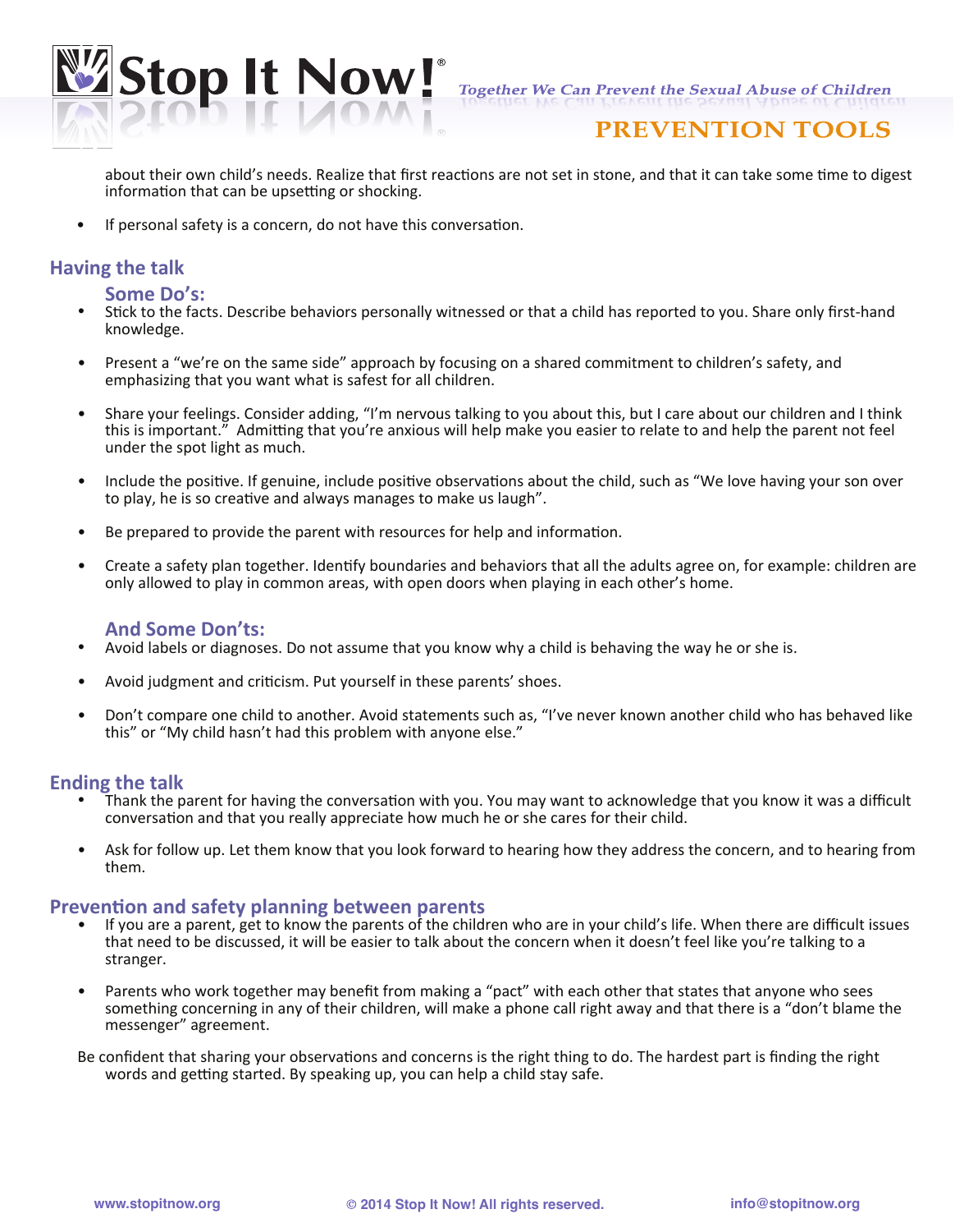about their own child's needs. Realize that first reactions are not set in stone, and that it can take some time to digest information that can be upsetting or shocking.

- If personal safety is a concern, do not have this conversation.

## Having the talk

### Some Do's:

- Stick to the facts. Describe behaviors personally witnessed or that a child has reported to you. Share only first-hand knowledge.
- Present a "we're on the same side" approach by focusing on a shared commitment to children's safety, and emphasizing that you want what is safest for all children.
- Share your feelings. Consider adding, "I'm nervous talking to you about this, but I care about our children and I think this is important." Admitting that you're anxious will help make you easier to relate to and help the parent not feel under the spot light as much.
- Include the positive. If genuine, include positive observations about the child, such as "We love having your son over to play, he is so creative and always manages to make us laugh".
- Be prepared to provide the parent with resources for help and information.
- Create a safety plan together. Identify boundaries and behaviors that all the adults agree on, for example: children are only allowed to play in common areas, with open doors when playing in each other's home.

### And Some Don'ts:

- Avoid labels or diagnoses. Do not assume that you know why a child is behaving the way he or she is.
- Avoid judgment and criticism. Put yourself in these parents' shoes.
- Don't compare one child to another. Avoid statements such as, "I've never known another child who has behaved like this" or "My child hasn't had this problem with anyone else."

## Ending the talk

- Thank the parent for having the conversation with you. You may want to acknowledge that you know it was a difficult conversation and that you really appreciate how much he or she cares for their child.
- Ask for follow up. Let them know that you look forward to hearing how they address the concern, and to hearing from them.

## Prevention and safety planning between parents

- If you are a parent, get to know the parents of the children who are in your child's life. When there are difficult issues that need to be discussed, it will be easier to talk about the concern when it doesn't feel like you're talking to a stranger.
- Parents who work together may benefit from making a "pact" with each other that states that anyone who sees something concerning in any of their children, will make a phone call right away and that there is a "don't blame the messenger" agreement.

Be confident that sharing your observations and concerns is the right thing to do. The hardest part is finding the right words and getting started. By speaking up, you can help a child stay safe.